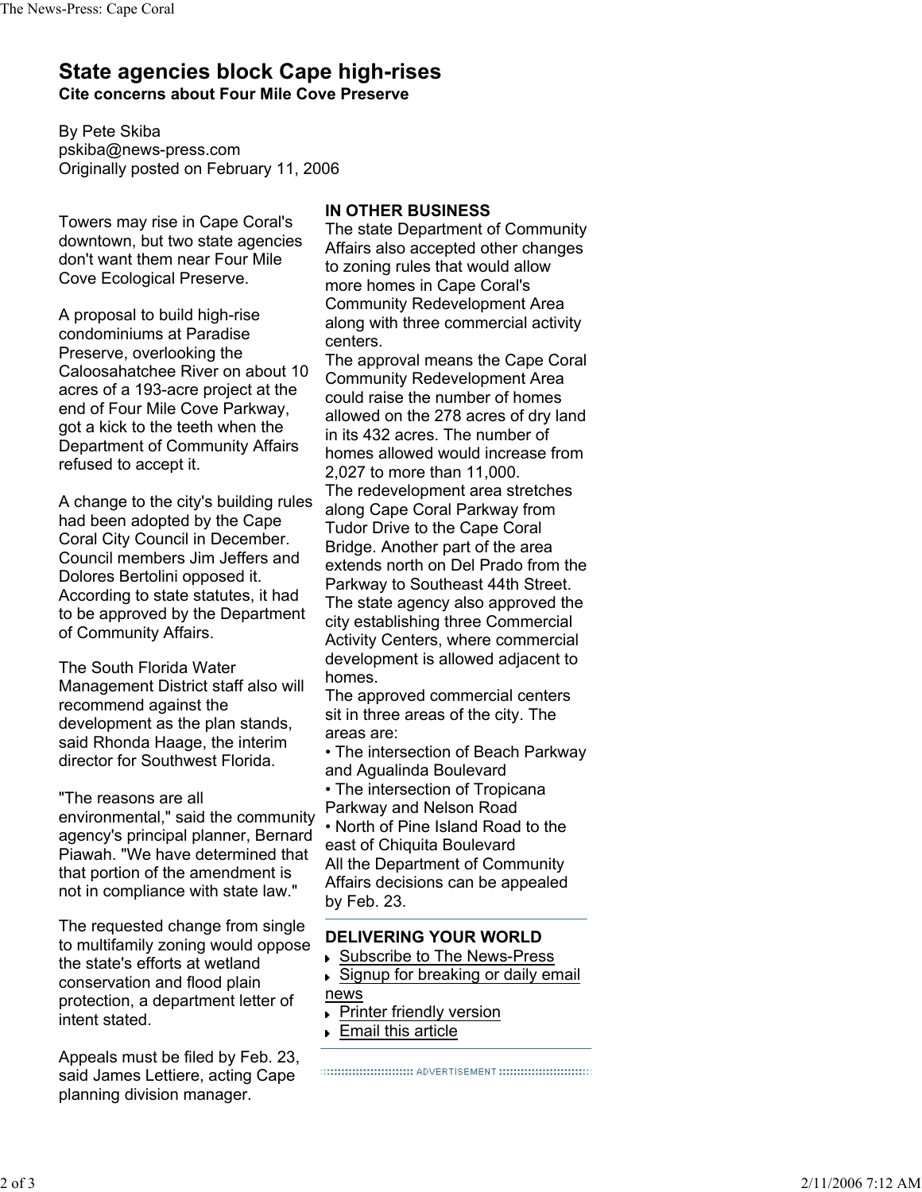# State agencies block Cape high-rises

**Cite concerns about Four Mile Cove Preserve**

By Pete Skiba
pskiba@news-press.com
Originally posted on February 11, 2006

Towers may rise in Cape Coral's downtown, but two state agencies don't want them near Four Mile Cove Ecological Preserve.

A proposal to build high-rise condominiums at Paradise Preserve, overlooking the Caloosahatchee River on about 10 acres of a 193-acre project at the end of Four Mile Cove Parkway, got a kick to the teeth when the Department of Community Affairs refused to accept it.

A change to the city's building rules had been adopted by the Cape Coral City Council in December. Council members Jim Jeffers and Dolores Bertolini opposed it. According to state statutes, it had to be approved by the Department of Community Affairs.

The South Florida Water Management District staff also will recommend against the development as the plan stands, said Rhonda Haage, the interim director for Southwest Florida.

"The reasons are all environmental," said the community agency's principal planner, Bernard Piawah. "We have determined that that portion of the amendment is not in compliance with state law."

The requested change from single to multifamily zoning would oppose the state's efforts at wetland conservation and flood plain protection, a department letter of intent stated.

Appeals must be filed by Feb. 23, said James Lettiere, acting Cape planning division manager.

**IN OTHER BUSINESS**

The state Department of Community Affairs also accepted other changes to zoning rules that would allow more homes in Cape Coral's Community Redevelopment Area along with three commercial activity centers.

The approval means the Cape Coral Community Redevelopment Area could raise the number of homes allowed on the 278 acres of dry land in its 432 acres. The number of homes allowed would increase from 2,027 to more than 11,000.

The redevelopment area stretches along Cape Coral Parkway from Tudor Drive to the Cape Coral Bridge. Another part of the area extends north on Del Prado from the Parkway to Southeast 44th Street.

The state agency also approved the city establishing three Commercial Activity Centers, where commercial development is allowed adjacent to homes.

The approved commercial centers sit in three areas of the city. The areas are:

- The intersection of Beach Parkway and Agualinda Boulevard
- The intersection of Tropicana Parkway and Nelson Road
- North of Pine Island Road to the east of Chiquita Boulevard

All the Department of Community Affairs decisions can be appealed by Feb. 23.

**DELIVERING YOUR WORLD**

- Subscribe to The News-Press
- Signup for breaking or daily email news
- Printer friendly version
- Email this article

ADVERTISEMENT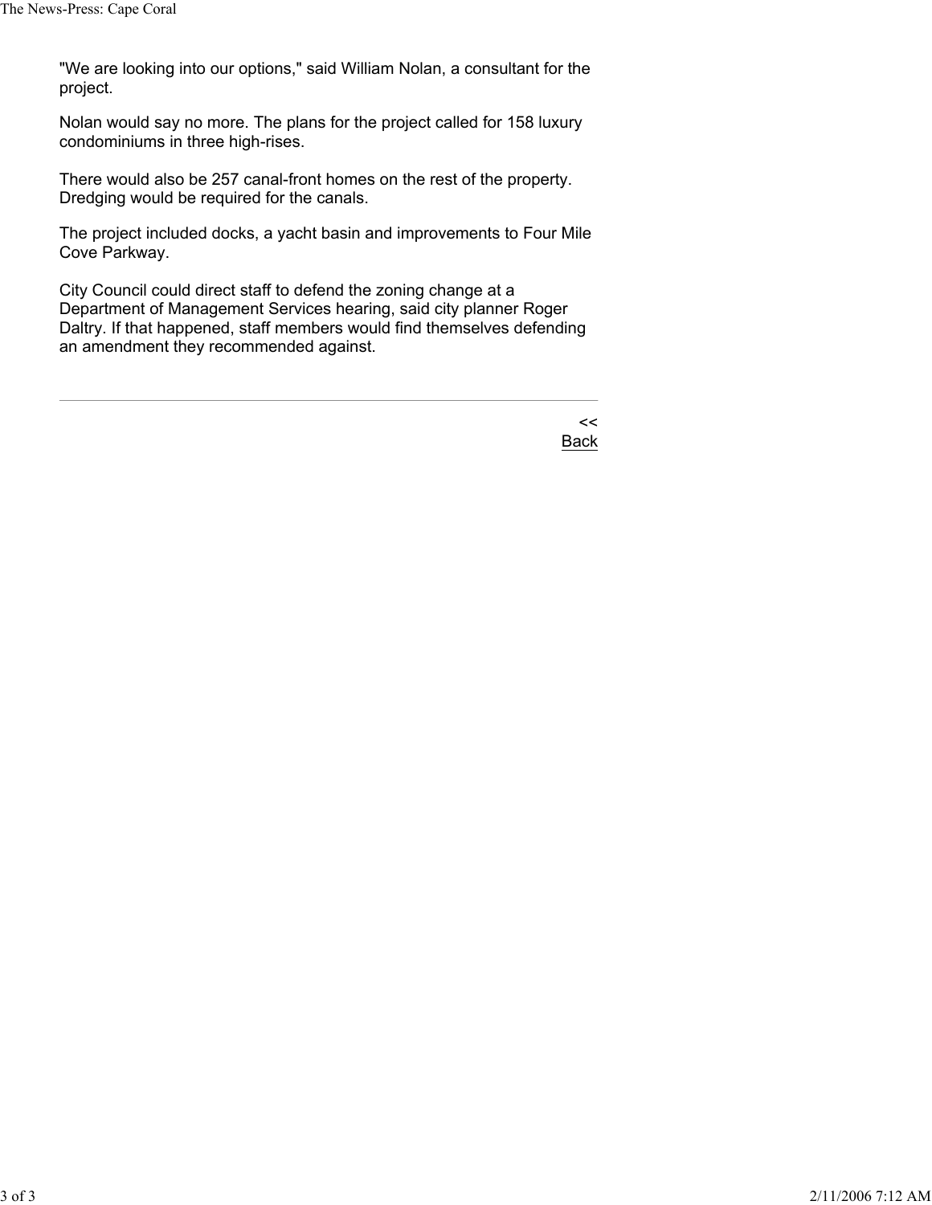"We are looking into our options," said William Nolan, a consultant for the project.

Nolan would say no more. The plans for the project called for 158 luxury condominiums in three high-rises.

There would also be 257 canal-front homes on the rest of the property. Dredging would be required for the canals.

The project included docks, a yacht basin and improvements to Four Mile Cove Parkway.

City Council could direct staff to defend the zoning change at a Department of Management Services hearing, said city planner Roger Daltry. If that happened, staff members would find themselves defending an amendment they recommended against.

---

<< Back